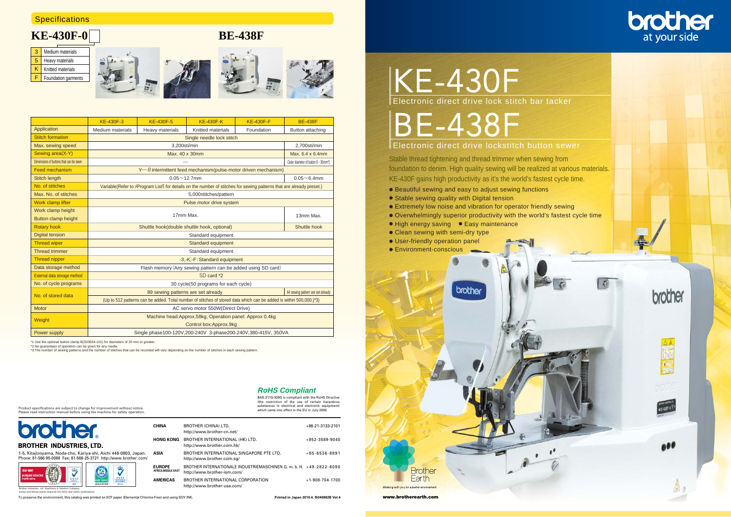## Specifications

### KE-430F-0

| | |
|---|---|
| 3 | Medium materials |
| 5 | Heavy materials |
| K | Knitted materials |
| F | Foundation garments |

### BE-438F

| | KE-430F-3 | KE-430F-5 | KE-430F-K | KE-430F-F | BE-438F |
|---|---|---|---|---|---|
| Application | Medium materials | Heavy materials | Knitted materials | Foundation | Button attaching |
| Stitch formation | Single needle lock stitch | | | | |
| Max. sewing speed | 3,200sti/min | | | | 2,700sti/min |
| Sewing area(X-Y) | Max. 40 x 30mm | | | | Max. 6.4 x 6.4mm |
| Dimensions of buttons that can be sewn | — | | | | Outer diameter of button 8 – 30mm*1 |
| Feed mechanism | Y—θ intermittent feed mechanism(pulse-motor driven mechanism) | | | | |
| Stitch length | 0.05～12.7mm | | | | 0.05～6.4mm |
| No. of stitches | Variable(Refer to ›Program List‹ for details on the number of stitches for sewing patterns that are already preset.) | | | | |
| Max. No. of stitches | 5,000stitches/pattern | | | | |
| Work clamp lifter | Pulse motor drive system | | | | |
| Work clamp height / Button clamp height | 17mm Max. | | | | 13mm Max. |
| Rotary hook | Shuttle hook(double shuttle hook, optional) | | | | Shuttle hook |
| Digital tension | Standard equipment | | | | |
| Thread wiper | Standard equipment | | | | |
| Thread trimmer | Standard equipment | | | | |
| Thread nipper | -3,-K,-F: Standard equipment | | | | |
| Data storage method | Flash memory (Any sewing pattern can be added using SD card) | | | | |
| External data storage method | SD card *2 | | | | |
| No. of cycle programs | 30 cycle(50 programs for each cycle) | | | | |
| No. of stored data | 89 sewing patterns are set already | | | | 64 sewing pattern are set already |
| | (Up to 512 patterns can be added. Total number of stitches of stored data which can be added is within 500,000.)*3) | | | | |
| Motor | AC servo motor 550W(Direct Drive) | | | | |
| Weight | Machine head:Approx.58kg, Operation panel: Approx 0.4kg | | | | |
| | Control box:Approx.9kg | | | | |
| Power supply | Single phase100-120V,200-240V 3-phase200-240V,380-415V, 350VA | | | | |

*1 Use the optional button clamp B(S03634-101) for diameters of 20 mm or greater.
*2 No guarantees of operation can be given for any media.
*3 The number of sewing patterns and the number of stitches that can be recorded will vary depending on the number of stitches in each sewing pattern.

Product specifications are subject to change for improvement without notice.
Please read instruction manual before using the machine for safety operation.

***RoHS Compliant***

BAS-311G/326G is compliant with the RoHS Directive (the restriction of the use of certain hazardous substances in electrical and electronic equipment) which came into effect in the EU in July 2006.

**BROTHER INDUSTRIES, LTD.**

1-5, Kitajizoyama, Noda-cho, Kariya-shi, Aichi 448-0803, Japan.
Phone: 81-566-95-0088 Fax: 81-566-25-3721 http://www.brother.com/

Brother Industries, Ltd. Machinery & Solution Company
Kariya and Minato plants acquired ISO 9001 and 14001 certifications.

| | | |
|---|---|---|
| CHINA | BROTHER (CHINA) LTD. http://www.brother-cn.net/ | +86-21-3133-2101 |
| HONG KONG | BROTHER INTERNATIONAL (HK) LTD. http://www.brother.com.hk/ | +852-3589-9040 |
| ASIA | BROTHER INTERNATIONAL SINGAPORE PTE LTD. http://www.brother.com.sg/ | +65-6536-8891 |
| EUROPE AFRICA,MIDDLE EAST | BROTHER INTERNATIONALE INDUSTRIEMASCHINEN G. m. b. H. http://www.brother-ism.com/ | +49-2822-6090 |
| AMERICAS | BROTHER INTERNATIONAL CORPORATION http://www.brother-usa.com/ | +1-908-704-1700 |

To preserve the environment, this catalog was printed on ECF paper (Elemental Chlorine-Free) and using SOY INK.

Printed in Japan 2010.4. I5040882B Vol.4

brother at your side

# KE-430F

Electronic direct drive lock stitch bar tacker

# BE-438F

Electronic direct drive lockstitch button sewer

Stable thread tightening and thread trimmer when sewing from foundation to denim. High quality sewing will be realized at various materials. KE-430F gains high productivity as it's the world's fastest cycle time.

- Beautiful sewing and easy to adjust sewing functions
- Stable sewing quality with Digital tension
- Extremely low noise and vibration for operator friendly sewing
- Overwhelmingly superior productivity with the world's fastest cycle time
- High energy saving
- Easy maintenance
- Clean sewing with semi-dry type
- User-friendly operation panel
- Environment-conscious

Brother Earth
Working with you for a better environment

www.brotherearth.com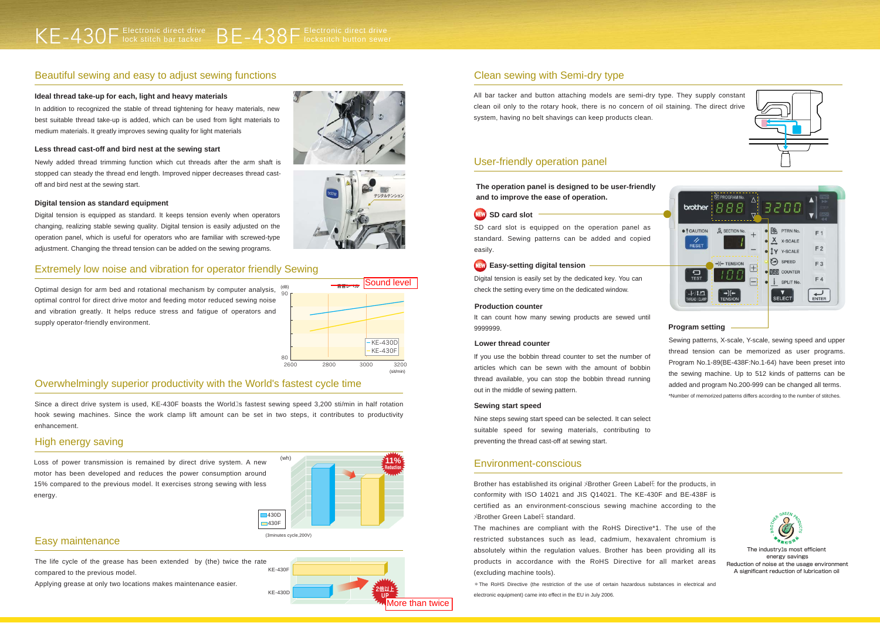# KE-430F Electronic direct drive lock stitch bar tacker BE-438F Electronic direct drive lockstitch button sewer

## Beautiful sewing and easy to adjust sewing functions

### Ideal thread take-up for each, light and heavy materials

In addition to recognized the stable of thread tightening for heavy materials, new best suitable thread take-up is added, which can be used from light materials to medium materials. It greatly improves sewing quality for light materials

### Less thread cast-off and bird nest at the sewing start

Newly added thread trimming function which cut threads after the arm shaft is stopped can steady the thread end length. Improved nipper decreases thread cast-off and bird nest at the sewing start.

### Digital tension as standard equipment

Digital tension is equipped as standard. It keeps tension evenly when operators changing, realizing stable sewing quality. Digital tension is easily adjusted on the operation panel, which is useful for operators who are familiar with screwed-type adjustment. Changing the thread tension can be added on the sewing programs.

## Extremely low noise and vibration for operator friendly Sewing

Optimal design for arm bed and rotational mechanism by computer analysis, optimal control for direct drive motor and feeding motor reduced sewing noise and vibration greatly. It helps reduce stress and fatigue of operators and supply operator-friendly environment.

Sound level

(dB) 90, 80; 2600, 2800, 3000, 3200 (sti/min); KE-430D, KE-430F

## Overwhelmingly superior productivity with the World's fastest cycle time

Since a direct drive system is used, KE-430F boasts the World's fastest sewing speed 3,200 sti/min in half rotation hook sewing machines. Since the work clamp lift amount can be set in two steps, it contributes to productivity enhancement.

## High energy saving

Loss of power transmission is remained by direct drive system. A new motor has been developed and reduces the power consumption around 15% compared to the previous model. It exercises strong sewing with less energy.

(wh) 11% Reduction; 430D, 430F; (3minutes cycle,200V)

## Easy maintenance

The life cycle of the grease has been extended by (the) twice the rate compared to the previous model.

Applying grease at only two locations makes maintenance easier.

KE-430F, KE-430D; More than twice

## Clean sewing with Semi-dry type

All bar tacker and button attaching models are semi-dry type. They supply constant clean oil only to the rotary hook, there is no concern of oil staining. The direct drive system, having no belt shavings can keep products clean.

## User-friendly operation panel

**The operation panel is designed to be user-friendly and to improve the ease of operation.**

### NEW SD card slot

SD card slot is equipped on the operation panel as standard. Sewing patterns can be added and copied easily.

### NEW Easy-setting digital tension

Digital tension is easily set by the dedicated key. You can check the setting every time on the dedicated window.

### Production counter

It can count how many sewing products are sewed until 9999999.

### Lower thread counter

If you use the bobbin thread counter to set the number of articles which can be sewn with the amount of bobbin thread available, you can stop the bobbin thread running out in the middle of sewing pattern.

### Sewing start speed

Nine steps sewing start speed can be selected. It can select suitable speed for sewing materials, contributing to preventing the thread cast-off at sewing start.

### Program setting

Sewing patterns, X-scale, Y-scale, sewing speed and upper thread tension can be memorized as user programs. Program No.1-89(BE-438F:No.1-64) have been preset into the sewing machine. Up to 512 kinds of patterns can be added and program No.200-999 can be changed all terms.

*Number of memorized patterns differs according to the number of stitches.

## Environment-conscious

Brother has established its original "Brother Green Label" for the products, in conformity with ISO 14021 and JIS Q14021. The KE-430F and BE-438F is certified as an environment-conscious sewing machine according to the "Brother Green Label" standard.

The machines are compliant with the RoHS Directive*1. The use of the restricted substances such as lead, cadmium, hexavalent chromium is absolutely within the regulation values. Brother has been providing all its products in accordance with the RoHS Directive for all market areas (excluding machine tools).

*The RoHS Directive (the restriction of the use of certain hazardous substances in electrical and electronic equipment) came into effect in the EU in July 2006.

The industry's most efficient energy savings
Reduction of noise at the usage environment
A significant reduction of lubrication oil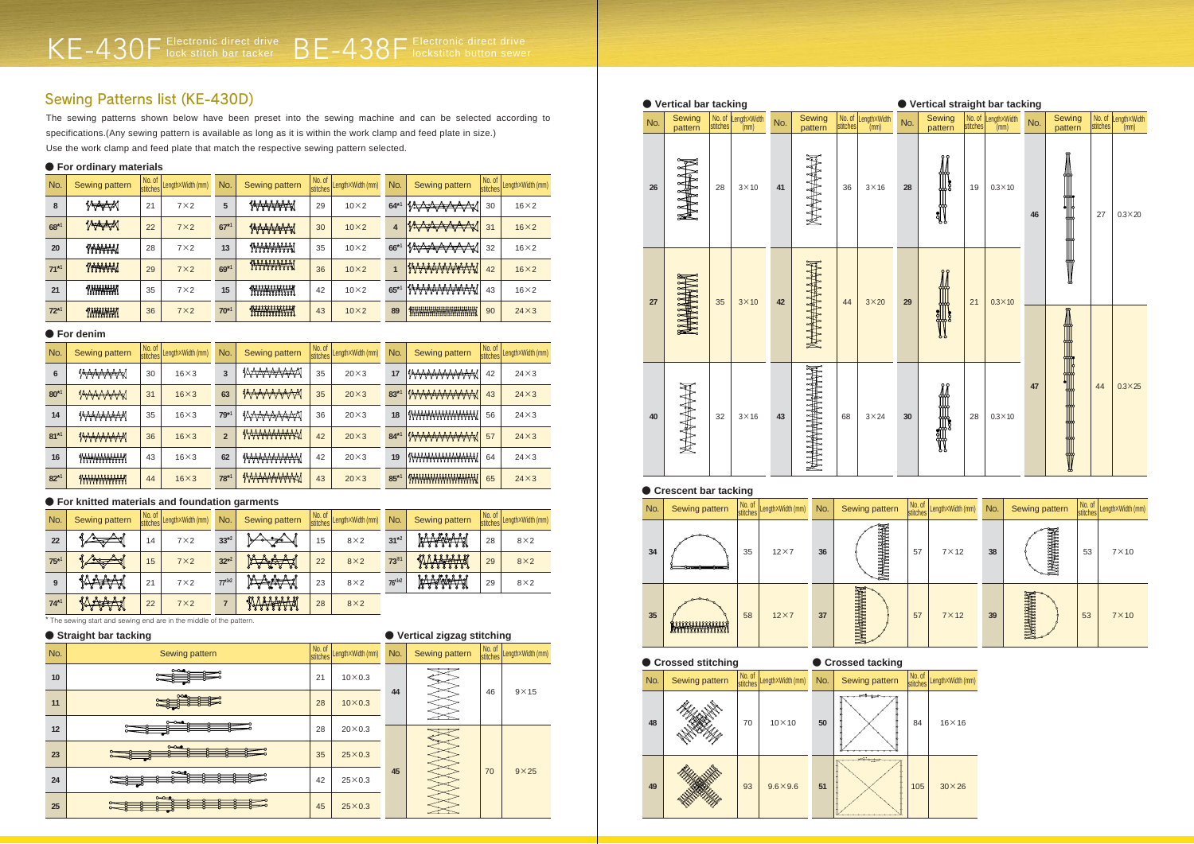# KE-430F Electronic direct drive lock stitch bar tacker  BE-438F Electronic direct drive lockstitch button sewer

## Sewing Patterns list (KE-430D)

The sewing patterns shown below have been preset into the sewing machine and can be selected according to specifications.(Any sewing pattern is available as long as it is within the work clamp and feed plate in size.)
Use the work clamp and feed plate that match the respective sewing pattern selected.

### ● For ordinary materials

| No. | Sewing pattern | No. of stitches | Length×Width (mm) | No. | Sewing pattern | No. of stitches | Length×Width (mm) | No. | Sewing pattern | No. of stitches | Length×Width (mm) |
|---|---|---|---|---|---|---|---|---|---|---|---|
| 8 | | 21 | 7×2 | 5 | | 29 | 10×2 | 64*1 | | 30 | 16×2 |
| 68*1 | | 22 | 7×2 | 67*1 | | 30 | 10×2 | 4 | | 31 | 16×2 |
| 20 | | 28 | 7×2 | 13 | | 35 | 10×2 | 66*1 | | 32 | 16×2 |
| 71*1 | | 29 | 7×2 | 69*1 | | 36 | 10×2 | 1 | | 42 | 16×2 |
| 21 | | 35 | 7×2 | 15 | | 42 | 10×2 | 65*1 | | 43 | 16×2 |
| 72*1 | | 36 | 7×2 | 70*1 | | 43 | 10×2 | 89 | | 90 | 24×3 |

### ● For denim

| No. | Sewing pattern | No. of stitches | Length×Width (mm) | No. | Sewing pattern | No. of stitches | Length×Width (mm) | No. | Sewing pattern | No. of stitches | Length×Width (mm) |
|---|---|---|---|---|---|---|---|---|---|---|---|
| 6 | | 30 | 16×3 | 3 | | 35 | 20×3 | 17 | | 42 | 24×3 |
| 80*1 | | 31 | 16×3 | 63 | | 35 | 20×3 | 83*1 | | 43 | 24×3 |
| 14 | | 35 | 16×3 | 79*1 | | 36 | 20×3 | 18 | | 56 | 24×3 |
| 81*1 | | 36 | 16×3 | 2 | | 42 | 20×3 | 84*1 | | 57 | 24×3 |
| 16 | | 43 | 16×3 | 62 | | 42 | 20×3 | 19 | | 64 | 24×3 |
| 82*1 | | 44 | 16×3 | 78*1 | | 43 | 20×3 | 85*1 | | 65 | 24×3 |

### ● For knitted materials and foundation garments

| No. | Sewing pattern | No. of stitches | Length×Width (mm) | No. | Sewing pattern | No. of stitches | Length×Width (mm) | No. | Sewing pattern | No. of stitches | Length×Width (mm) |
|---|---|---|---|---|---|---|---|---|---|---|---|
| 22 | | 14 | 7×2 | 33*2 | | 15 | 8×2 | 31*2 | | 28 | 8×2 |
| 75*1 | | 15 | 7×2 | 32*2 | | 22 | 8×2 | 73*1 | | 29 | 8×2 |
| 9 | | 21 | 7×2 | 77*1*2 | | 23 | 8×2 | 76*1*2 | | 29 | 8×2 |
| 74*1 | | 22 | 7×2 | 7 | | 28 | 8×2 | | | | |

* The sewing start and sewing end are in the middle of the pattern.

### ● Straight bar tacking

| No. | Sewing pattern | No. of stitches | Length×Width (mm) |
|---|---|---|---|
| 10 | | 21 | 10×0.3 |
| 11 | | 28 | 10×0.3 |
| 12 | | 28 | 20×0.3 |
| 23 | | 35 | 25×0.3 |
| 24 | | 42 | 25×0.3 |
| 25 | | 45 | 25×0.3 |

### ● Vertical zigzag stitching

| No. | Sewing pattern | No. of stitches | Length×Width (mm) |
|---|---|---|---|
| 44 | | 46 | 9×15 |
| 45 | | 70 | 9×25 |

### ● Vertical bar tacking

| No. | Sewing pattern | No. of stitches | Length×Width (mm) | No. | Sewing pattern | No. of stitches | Length×Width (mm) |
|---|---|---|---|---|---|---|---|
| 26 | | 28 | 3×10 | 41 | | 36 | 3×16 |
| 27 | | 35 | 3×10 | 42 | | 44 | 3×20 |
| 40 | | 32 | 3×16 | 43 | | 68 | 3×24 |

### ● Vertical straight bar tacking

| No. | Sewing pattern | No. of stitches | Length×Width (mm) | No. | Sewing pattern | No. of stitches | Length×Width (mm) |
|---|---|---|---|---|---|---|---|
| 28 | | 19 | 0.3×10 | 46 | | 27 | 0.3×20 |
| 29 | | 21 | 0.3×10 | 47 | | 44 | 0.3×25 |
| 30 | | 28 | 0.3×10 | | | | |

### ● Crescent bar tacking

| No. | Sewing pattern | No. of stitches | Length×Width (mm) | No. | Sewing pattern | No. of stitches | Length×Width (mm) | No. | Sewing pattern | No. of stitches | Length×Width (mm) |
|---|---|---|---|---|---|---|---|---|---|---|---|
| 34 | | 35 | 12×7 | 36 | | 57 | 7×12 | 38 | | 53 | 7×10 |
| 35 | | 58 | 12×7 | 37 | | 57 | 7×12 | 39 | | 53 | 7×10 |

### ● Crossed stitching

| No. | Sewing pattern | No. of stitches | Length×Width (mm) |
|---|---|---|---|
| 48 | | 70 | 10×10 |
| 49 | | 93 | 9.6×9.6 |

### ● Crossed tacking

| No. | Sewing pattern | No. of stitches | Length×Width (mm) |
|---|---|---|---|
| 50 | | 84 | 16×16 |
| 51 | | 105 | 30×26 |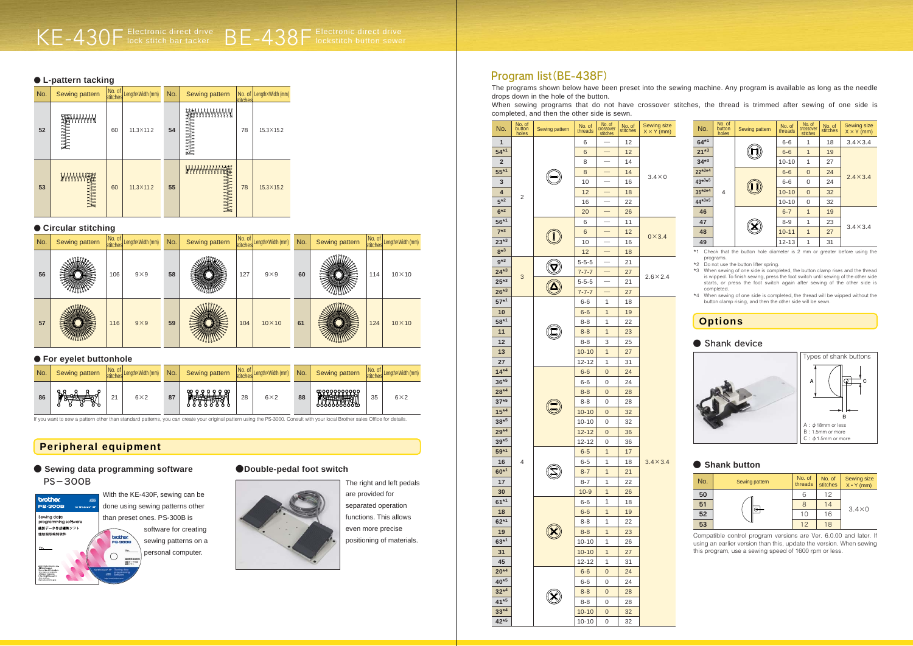# KE-430F Electronic direct drive lock stitch bar tacker / BE-438F Electronic direct drive lockstitch button sewer

### ● L-pattern tacking

| No. | Sewing pattern | No. of stitches | Length×Width (mm) | No. | Sewing pattern | No. of stitches | Length×Width (mm) |
|---|---|---|---|---|---|---|---|
| 52 | | 60 | 11.3×11.2 | 54 | | 78 | 15.3×15.2 |
| 53 | | 60 | 11.3×11.2 | 55 | | 78 | 15.3×15.2 |

### ● Circular stitching

| No. | Sewing pattern | No. of stitches | Length×Width (mm) | No. | Sewing pattern | No. of stitches | Length×Width (mm) | No. | Sewing pattern | No. of stitches | Length×Width (mm) |
|---|---|---|---|---|---|---|---|---|---|---|---|
| 56 | | 106 | 9×9 | 58 | | 127 | 9×9 | 60 | | 114 | 10×10 |
| 57 | | 116 | 9×9 | 59 | | 104 | 10×10 | 61 | | 124 | 10×10 |

### ● For eyelet buttonhole

| No. | Sewing pattern | No. of stitches | Length×Width (mm) | No. | Sewing pattern | No. of stitches | Length×Width (mm) | No. | Sewing pattern | No. of stitches | Length×Width (mm) |
|---|---|---|---|---|---|---|---|---|---|---|---|
| 86 | | 21 | 6×2 | 87 | | 28 | 6×2 | 88 | | 35 | 6×2 |

If you want to sew a pattern other than standard patterns, you can create your original pattern using the PS-3000. Consult with your local Brother sales Office for details.

## Peripheral equipment

### ● Sewing data programming software PS−300B

With the KE-430F, sewing can be done using sewing patterns other than preset ones. PS-300B is software for creating sewing patterns on a personal computer.

### ● Double-pedal foot switch

The right and left pedals are provided for separated operation functions. This allows even more precise positioning of materials.

## Program list (BE-438F)

The programs shown below have been preset into the sewing machine. Any program is available as long as the needle drops down in the hole of the button.

When sewing programs that do not have crossover stitches, the thread is trimmed after sewing of one side is completed, and then the other side is sewn.

| No. | No. of button holes | Sewing pattern | No. of threads | No. of crossover stitches | No. of stitches | Sewing size X × Y (mm) |
|---|---|---|---|---|---|---|
| 1 | 2 | | 6 | — | 12 | 3.4×0 |
| 54*1 | | | 6 | — | 12 | |
| 2 | | | 8 | — | 14 | |
| 55*1 | | | 8 | — | 14 | |
| 3 | | | 10 | — | 16 | |
| 4 | | | 12 | — | 18 | |
| 5*2 | | | 16 | — | 22 | |
| 6*2 | | | 20 | — | 26 | |
| 56*1 | | | 6 | — | 11 | 0×3.4 |
| 7*3 | | | 6 | — | 12 | |
| 23*3 | | | 10 | — | 16 | |
| 8*3 | | | 12 | — | 18 | |
| 9*3 | 3 | | 5-5-5 | — | 21 | 2.6×2.4 |
| 24*3 | | | 7-7-7 | — | 27 | |
| 25*3 | | | 5-5-5 | — | 21 | |
| 26*3 | | | 7-7-7 | — | 27 | |
| 57*1 | 4 | | 6-6 | 1 | 18 | 3.4×3.4 |
| 10 | | | 6-6 | 1 | 19 | |
| 58*1 | | | 8-8 | 1 | 22 | |
| 11 | | | 8-8 | 1 | 23 | |
| 12 | | | 8-8 | 3 | 25 | |
| 13 | | | 10-10 | 1 | 27 | |
| 27 | | | 12-12 | 1 | 31 | |
| 14*4 | | | 6-6 | 0 | 24 | |
| 36*5 | | | 6-6 | 0 | 24 | |
| 28*4 | | | 8-8 | 0 | 28 | |
| 37*5 | | | 8-8 | 0 | 28 | |
| 15*4 | | | 10-10 | 0 | 32 | |
| 38*5 | | | 10-10 | 0 | 32 | |
| 29*4 | | | 12-12 | 0 | 36 | |
| 39*5 | | | 12-12 | 0 | 36 | |
| 59*1 | | | 6-5 | 1 | 17 | |
| 16 | | | 6-5 | 1 | 18 | |
| 60*1 | | | 8-7 | 1 | 21 | |
| 17 | | | 8-7 | 1 | 22 | |
| 30 | | | 10-9 | 1 | 26 | |
| 61*1 | | | 6-6 | 1 | 18 | |
| 18 | | | 6-6 | 1 | 19 | |
| 62*1 | | | 8-8 | 1 | 22 | |
| 19 | | | 8-8 | 1 | 23 | |
| 63*1 | | | 10-10 | 1 | 26 | |
| 31 | | | 10-10 | 1 | 27 | |
| 45 | | | 12-12 | 1 | 31 | |
| 20*4 | | | 6-6 | 0 | 24 | |
| 40*5 | | | 6-6 | 0 | 24 | |
| 32*4 | | | 8-8 | 0 | 28 | |
| 41*5 | | | 8-8 | 0 | 28 | |
| 33*4 | | | 10-10 | 0 | 32 | |
| 42*5 | | | 10-10 | 0 | 32 | |

| No. | No. of button holes | Sewing pattern | No. of threads | No. of crossover stitches | No. of stitches | Sewing size X × Y (mm) |
|---|---|---|---|---|---|---|
| 64*1 | 4 | | 6-6 | 1 | 18 | 3.4×3.4 |
| 21*3 | | | 6-6 | 1 | 19 | 2.4×3.4 |
| 34*3 | | | 10-10 | 1 | 27 | |
| 22*3*4 | | | 6-6 | 0 | 24 | |
| 43*3*5 | | | 6-6 | 0 | 24 | |
| 35*3*4 | | | 10-10 | 0 | 32 | |
| 44*3*5 | | | 10-10 | 0 | 32 | |
| 46 | | | 6-7 | 1 | 19 | 3.4×3.4 |
| 47 | | | 8-9 | 1 | 23 | |
| 48 | | | 10-11 | 1 | 27 | |
| 49 | | | 12-13 | 1 | 31 | |

*1 Check that the button hole diameter is 2 mm or greater before using the programs.

*2 Do not use the button lifter spring.

*3 When sewing of one side is completed, the button clamp rises and the thread is wiped. To finish sewing, press the foot switch until sewing of the other side starts, or press the foot switch again after sewing of the other side is completed.

*4 When sewing of one side is completed, the thread will be wiped without the button clamp rising, and then the other side will be sewn.

## Options

### ● Shank device

Types of shank buttons

A : ϕ18mm or less
B : 1.5mm or more
C : ϕ1.5mm or more

### ● Shank button

| No. | Sewing pattern | No. of threads | No. of stitches | Sewing size X • Y (mm) |
|---|---|---|---|---|
| 50 | | 6 | 12 | 3.4×0 |
| 51 | | 8 | 14 | |
| 52 | | 10 | 16 | |
| 53 | | 12 | 18 | |

Compatible control program versions are Ver. 6.0.00 and later. If using an earlier version than this, update the version. When sewing this program, use a sewing speed of 1600 rpm or less.